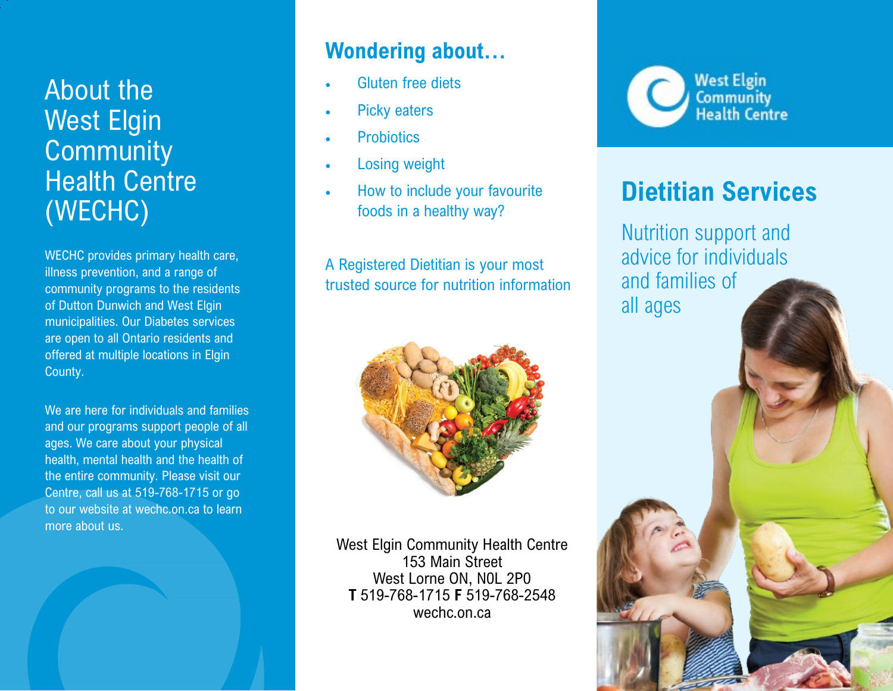# About the West Elgin Community Health Centre (WECHC)

WECHC provides primary health care, illness prevention, and a range of community programs to the residents of Dutton Dunwich and West Elgin municipalities. Our Diabetes services are open to all Ontario residents and offered at multiple locations in Elgin County.

We are here for individuals and families and our programs support people of all ages. We care about your physical health, mental health and the health of the entire community. Please visit our Centre, call us at 519-768-1715 or go to our website at wechc.on.ca to learn more about us.

## Wondering about…

- Gluten free diets
- Picky eaters
- Probiotics
- Losing weight
- How to include your favourite foods in a healthy way?

A Registered Dietitian is your most trusted source for nutrition information

West Elgin Community Health Centre
153 Main Street
West Lorne ON, N0L 2P0
**T** 519-768-1715 **F** 519-768-2548
wechc.on.ca

West Elgin Community Health Centre

# Dietitian Services

Nutrition support and advice for individuals and families of all ages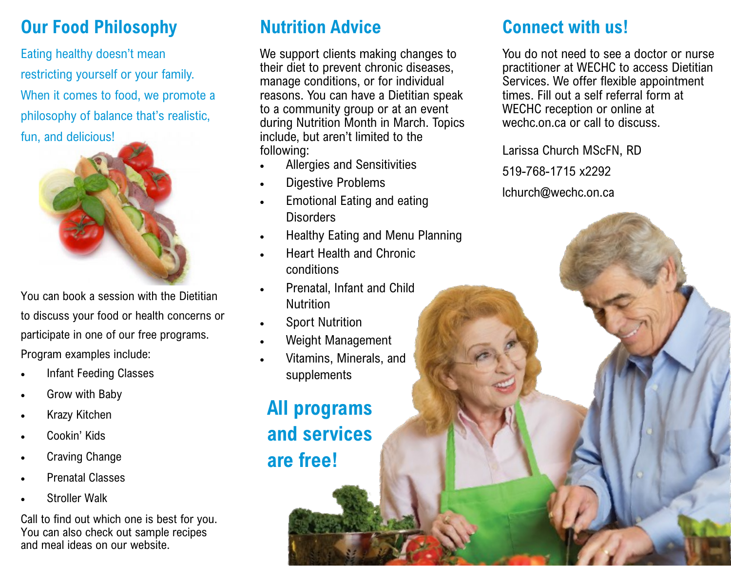## Our Food Philosophy

Eating healthy doesn't mean restricting yourself or your family. When it comes to food, we promote a philosophy of balance that's realistic, fun, and delicious!

You can book a session with the Dietitian to discuss your food or health concerns or participate in one of our free programs. Program examples include:

- Infant Feeding Classes
- Grow with Baby
- Krazy Kitchen
- Cookin' Kids
- Craving Change
- Prenatal Classes
- Stroller Walk

Call to find out which one is best for you. You can also check out sample recipes and meal ideas on our website.

## Nutrition Advice

We support clients making changes to their diet to prevent chronic diseases, manage conditions, or for individual reasons. You can have a Dietitian speak to a community group or at an event during Nutrition Month in March. Topics include, but aren't limited to the following:

- Allergies and Sensitivities
- Digestive Problems
- Emotional Eating and eating Disorders
- Healthy Eating and Menu Planning
- Heart Health and Chronic conditions
- Prenatal, Infant and Child Nutrition
- Sport Nutrition
- Weight Management
- Vitamins, Minerals, and supplements

**All programs and services are free!**

## Connect with us!

You do not need to see a doctor or nurse practitioner at WECHC to access Dietitian Services. We offer flexible appointment times. Fill out a self referral form at WECHC reception or online at wechc.on.ca or call to discuss.

Larissa Church MScFN, RD

519-768-1715 x2292

lchurch@wechc.on.ca